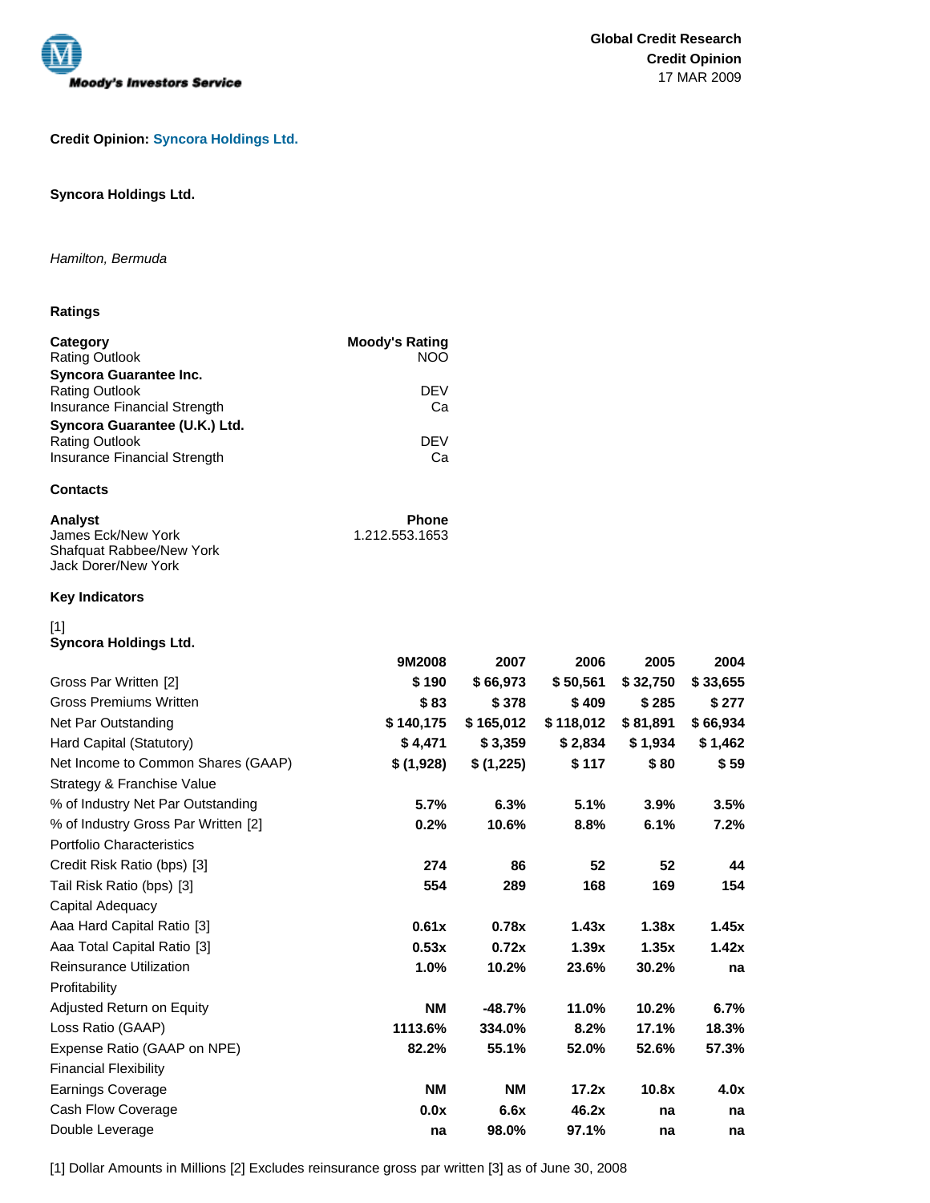Global Credit Research
Credit Opinion
17 MAR 2009

**Credit Opinion:** Syncora Holdings Ltd.

**Syncora Holdings Ltd.**

*Hamilton, Bermuda*

## Ratings

| Category | Moody's Rating |
|---|---|
| Rating Outlook | NOO |
| **Syncora Guarantee Inc.** | |
| Rating Outlook | DEV |
| Insurance Financial Strength | Ca |
| **Syncora Guarantee (U.K.) Ltd.** | |
| Rating Outlook | DEV |
| Insurance Financial Strength | Ca |

## Contacts

| Analyst | Phone |
|---|---|
| James Eck/New York | 1.212.553.1653 |
| Shafquat Rabbee/New York | |
| Jack Dorer/New York | |

## Key Indicators

[1]
**Syncora Holdings Ltd.**

| | 9M2008 | 2007 | 2006 | 2005 | 2004 |
|---|---|---|---|---|---|
| Gross Par Written [2] | $ 190 | $ 66,973 | $ 50,561 | $ 32,750 | $ 33,655 |
| Gross Premiums Written | $ 83 | $ 378 | $ 409 | $ 285 | $ 277 |
| Net Par Outstanding | $ 140,175 | $ 165,012 | $ 118,012 | $ 81,891 | $ 66,934 |
| Hard Capital (Statutory) | $ 4,471 | $ 3,359 | $ 2,834 | $ 1,934 | $ 1,462 |
| Net Income to Common Shares (GAAP) | $ (1,928) | $ (1,225) | $ 117 | $ 80 | $ 59 |
| Strategy & Franchise Value | | | | | |
| % of Industry Net Par Outstanding | 5.7% | 6.3% | 5.1% | 3.9% | 3.5% |
| % of Industry Gross Par Written [2] | 0.2% | 10.6% | 8.8% | 6.1% | 7.2% |
| Portfolio Characteristics | | | | | |
| Credit Risk Ratio (bps) [3] | 274 | 86 | 52 | 52 | 44 |
| Tail Risk Ratio (bps) [3] | 554 | 289 | 168 | 169 | 154 |
| Capital Adequacy | | | | | |
| Aaa Hard Capital Ratio [3] | 0.61x | 0.78x | 1.43x | 1.38x | 1.45x |
| Aaa Total Capital Ratio [3] | 0.53x | 0.72x | 1.39x | 1.35x | 1.42x |
| Reinsurance Utilization | 1.0% | 10.2% | 23.6% | 30.2% | na |
| Profitability | | | | | |
| Adjusted Return on Equity | NM | -48.7% | 11.0% | 10.2% | 6.7% |
| Loss Ratio (GAAP) | 1113.6% | 334.0% | 8.2% | 17.1% | 18.3% |
| Expense Ratio (GAAP on NPE) | 82.2% | 55.1% | 52.0% | 52.6% | 57.3% |
| Financial Flexibility | | | | | |
| Earnings Coverage | NM | NM | 17.2x | 10.8x | 4.0x |
| Cash Flow Coverage | 0.0x | 6.6x | 46.2x | na | na |
| Double Leverage | na | 98.0% | 97.1% | na | na |

[1] Dollar Amounts in Millions [2] Excludes reinsurance gross par written [3] as of June 30, 2008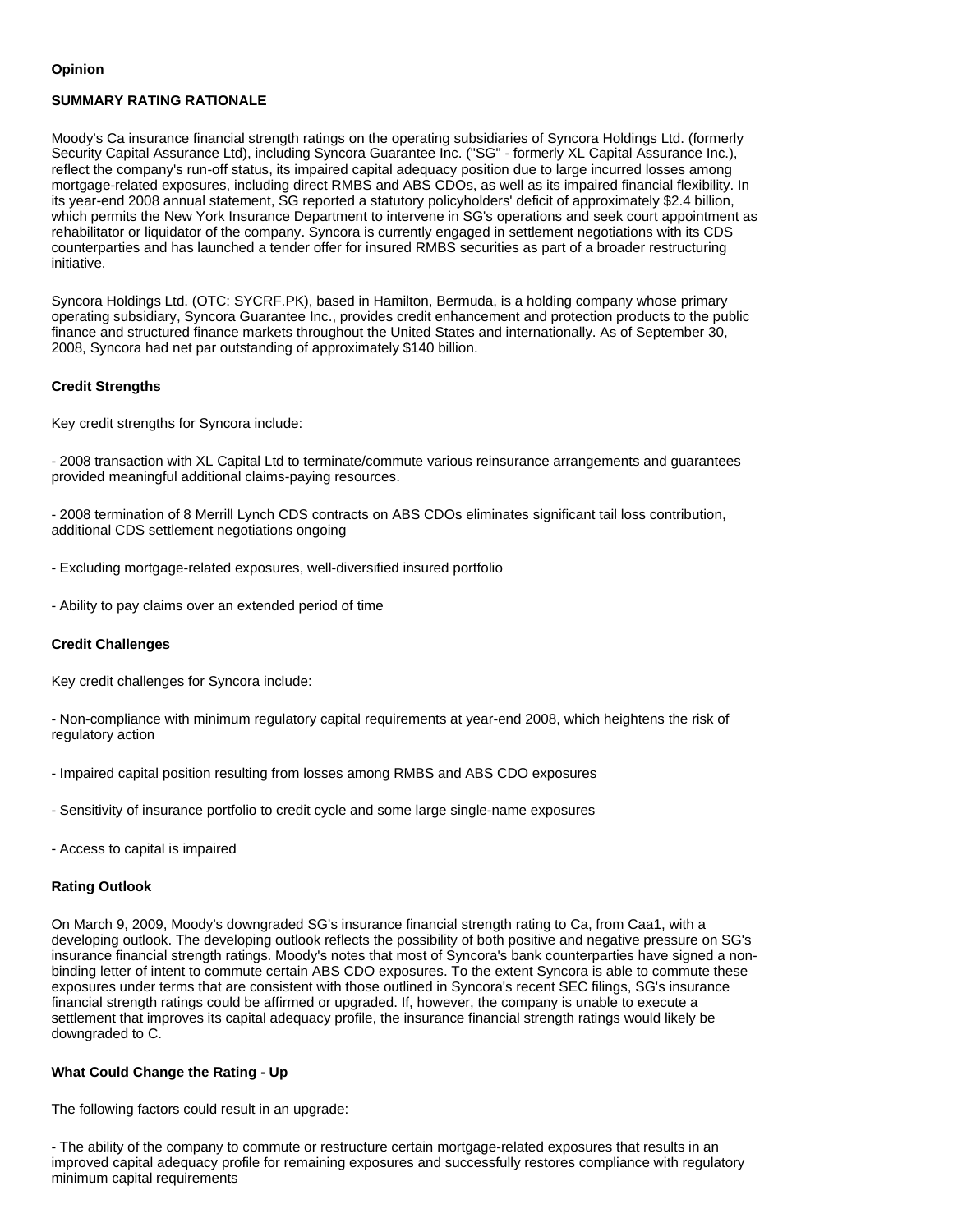**Opinion**

**SUMMARY RATING RATIONALE**

Moody's Ca insurance financial strength ratings on the operating subsidiaries of Syncora Holdings Ltd. (formerly Security Capital Assurance Ltd), including Syncora Guarantee Inc. ("SG" - formerly XL Capital Assurance Inc.), reflect the company's run-off status, its impaired capital adequacy position due to large incurred losses among mortgage-related exposures, including direct RMBS and ABS CDOs, as well as its impaired financial flexibility. In its year-end 2008 annual statement, SG reported a statutory policyholders' deficit of approximately $2.4 billion, which permits the New York Insurance Department to intervene in SG's operations and seek court appointment as rehabilitator or liquidator of the company. Syncora is currently engaged in settlement negotiations with its CDS counterparties and has launched a tender offer for insured RMBS securities as part of a broader restructuring initiative.

Syncora Holdings Ltd. (OTC: SYCRF.PK), based in Hamilton, Bermuda, is a holding company whose primary operating subsidiary, Syncora Guarantee Inc., provides credit enhancement and protection products to the public finance and structured finance markets throughout the United States and internationally. As of September 30, 2008, Syncora had net par outstanding of approximately $140 billion.

**Credit Strengths**

Key credit strengths for Syncora include:

- 2008 transaction with XL Capital Ltd to terminate/commute various reinsurance arrangements and guarantees provided meaningful additional claims-paying resources.

- 2008 termination of 8 Merrill Lynch CDS contracts on ABS CDOs eliminates significant tail loss contribution, additional CDS settlement negotiations ongoing

- Excluding mortgage-related exposures, well-diversified insured portfolio

- Ability to pay claims over an extended period of time

**Credit Challenges**

Key credit challenges for Syncora include:

- Non-compliance with minimum regulatory capital requirements at year-end 2008, which heightens the risk of regulatory action

- Impaired capital position resulting from losses among RMBS and ABS CDO exposures

- Sensitivity of insurance portfolio to credit cycle and some large single-name exposures

- Access to capital is impaired

**Rating Outlook**

On March 9, 2009, Moody's downgraded SG's insurance financial strength rating to Ca, from Caa1, with a developing outlook. The developing outlook reflects the possibility of both positive and negative pressure on SG's insurance financial strength ratings. Moody's notes that most of Syncora's bank counterparties have signed a non-binding letter of intent to commute certain ABS CDO exposures. To the extent Syncora is able to commute these exposures under terms that are consistent with those outlined in Syncora's recent SEC filings, SG's insurance financial strength ratings could be affirmed or upgraded. If, however, the company is unable to execute a settlement that improves its capital adequacy profile, the insurance financial strength ratings would likely be downgraded to C.

**What Could Change the Rating - Up**

The following factors could result in an upgrade:

- The ability of the company to commute or restructure certain mortgage-related exposures that results in an improved capital adequacy profile for remaining exposures and successfully restores compliance with regulatory minimum capital requirements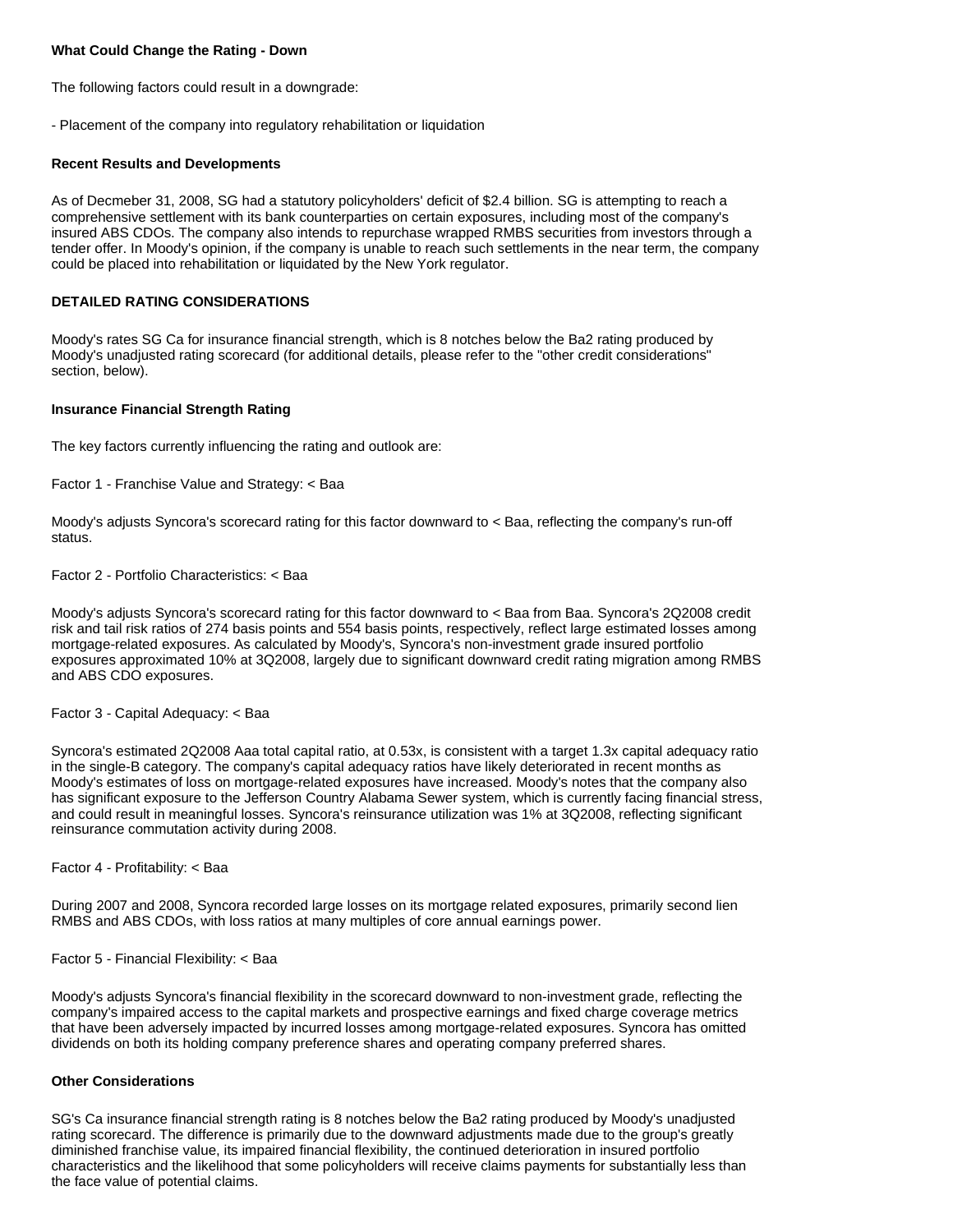**What Could Change the Rating - Down**

The following factors could result in a downgrade:

- Placement of the company into regulatory rehabilitation or liquidation

**Recent Results and Developments**

As of Decmeber 31, 2008, SG had a statutory policyholders' deficit of $2.4 billion. SG is attempting to reach a comprehensive settlement with its bank counterparties on certain exposures, including most of the company's insured ABS CDOs. The company also intends to repurchase wrapped RMBS securities from investors through a tender offer. In Moody's opinion, if the company is unable to reach such settlements in the near term, the company could be placed into rehabilitation or liquidated by the New York regulator.

**DETAILED RATING CONSIDERATIONS**

Moody's rates SG Ca for insurance financial strength, which is 8 notches below the Ba2 rating produced by Moody's unadjusted rating scorecard (for additional details, please refer to the "other credit considerations" section, below).

**Insurance Financial Strength Rating**

The key factors currently influencing the rating and outlook are:

Factor 1 - Franchise Value and Strategy: < Baa

Moody's adjusts Syncora's scorecard rating for this factor downward to < Baa, reflecting the company's run-off status.

Factor 2 - Portfolio Characteristics: < Baa

Moody's adjusts Syncora's scorecard rating for this factor downward to < Baa from Baa. Syncora's 2Q2008 credit risk and tail risk ratios of 274 basis points and 554 basis points, respectively, reflect large estimated losses among mortgage-related exposures. As calculated by Moody's, Syncora's non-investment grade insured portfolio exposures approximated 10% at 3Q2008, largely due to significant downward credit rating migration among RMBS and ABS CDO exposures.

Factor 3 - Capital Adequacy: < Baa

Syncora's estimated 2Q2008 Aaa total capital ratio, at 0.53x, is consistent with a target 1.3x capital adequacy ratio in the single-B category. The company's capital adequacy ratios have likely deteriorated in recent months as Moody's estimates of loss on mortgage-related exposures have increased. Moody's notes that the company also has significant exposure to the Jefferson Country Alabama Sewer system, which is currently facing financial stress, and could result in meaningful losses. Syncora's reinsurance utilization was 1% at 3Q2008, reflecting significant reinsurance commutation activity during 2008.

Factor 4 - Profitability: < Baa

During 2007 and 2008, Syncora recorded large losses on its mortgage related exposures, primarily second lien RMBS and ABS CDOs, with loss ratios at many multiples of core annual earnings power.

Factor 5 - Financial Flexibility: < Baa

Moody's adjusts Syncora's financial flexibility in the scorecard downward to non-investment grade, reflecting the company's impaired access to the capital markets and prospective earnings and fixed charge coverage metrics that have been adversely impacted by incurred losses among mortgage-related exposures. Syncora has omitted dividends on both its holding company preference shares and operating company preferred shares.

**Other Considerations**

SG's Ca insurance financial strength rating is 8 notches below the Ba2 rating produced by Moody's unadjusted rating scorecard. The difference is primarily due to the downward adjustments made due to the group's greatly diminished franchise value, its impaired financial flexibility, the continued deterioration in insured portfolio characteristics and the likelihood that some policyholders will receive claims payments for substantially less than the face value of potential claims.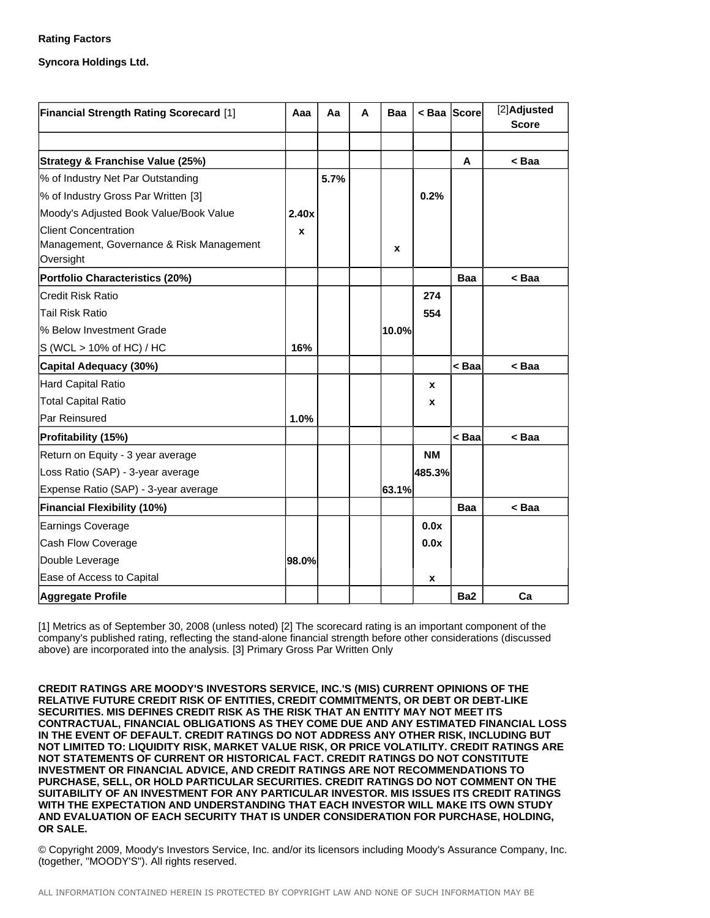**Rating Factors**

**Syncora Holdings Ltd.**

| Financial Strength Rating Scorecard [1] | Aaa | Aa | A | Baa | < Baa | Score | [2]Adjusted Score |
|---|---|---|---|---|---|---|---|
| | | | | | | | |
| **Strategy & Franchise Value (25%)** | | | | | | **A** | **< Baa** |
| % of Industry Net Par Outstanding | | **5.7%** | | | | | |
| % of Industry Gross Par Written [3] | | | | | **0.2%** | | |
| Moody's Adjusted Book Value/Book Value | **2.40x** | | | | | | |
| Client Concentration | **x** | | | | | | |
| Management, Governance & Risk Management Oversight | | | | **x** | | | |
| **Portfolio Characteristics (20%)** | | | | | | **Baa** | **< Baa** |
| Credit Risk Ratio | | | | | **274** | | |
| Tail Risk Ratio | | | | | **554** | | |
| % Below Investment Grade | | | | **10.0%** | | | |
| S (WCL > 10% of HC) / HC | **16%** | | | | | | |
| **Capital Adequacy (30%)** | | | | | | **< Baa** | **< Baa** |
| Hard Capital Ratio | | | | | **x** | | |
| Total Capital Ratio | | | | | **x** | | |
| Par Reinsured | **1.0%** | | | | | | |
| **Profitability (15%)** | | | | | | **< Baa** | **< Baa** |
| Return on Equity - 3 year average | | | | | **NM** | | |
| Loss Ratio (SAP) - 3-year average | | | | | **485.3%** | | |
| Expense Ratio (SAP) - 3-year average | | | | **63.1%** | | | |
| **Financial Flexibility (10%)** | | | | | | **Baa** | **< Baa** |
| Earnings Coverage | | | | | **0.0x** | | |
| Cash Flow Coverage | | | | | **0.0x** | | |
| Double Leverage | **98.0%** | | | | | | |
| Ease of Access to Capital | | | | | **x** | | |
| **Aggregate Profile** | | | | | | **Ba2** | **Ca** |

[1] Metrics as of September 30, 2008 (unless noted) [2] The scorecard rating is an important component of the company's published rating, reflecting the stand-alone financial strength before other considerations (discussed above) are incorporated into the analysis. [3] Primary Gross Par Written Only

**CREDIT RATINGS ARE MOODY'S INVESTORS SERVICE, INC.'S (MIS) CURRENT OPINIONS OF THE RELATIVE FUTURE CREDIT RISK OF ENTITIES, CREDIT COMMITMENTS, OR DEBT OR DEBT-LIKE SECURITIES. MIS DEFINES CREDIT RISK AS THE RISK THAT AN ENTITY MAY NOT MEET ITS CONTRACTUAL, FINANCIAL OBLIGATIONS AS THEY COME DUE AND ANY ESTIMATED FINANCIAL LOSS IN THE EVENT OF DEFAULT. CREDIT RATINGS DO NOT ADDRESS ANY OTHER RISK, INCLUDING BUT NOT LIMITED TO: LIQUIDITY RISK, MARKET VALUE RISK, OR PRICE VOLATILITY. CREDIT RATINGS ARE NOT STATEMENTS OF CURRENT OR HISTORICAL FACT. CREDIT RATINGS DO NOT CONSTITUTE INVESTMENT OR FINANCIAL ADVICE, AND CREDIT RATINGS ARE NOT RECOMMENDATIONS TO PURCHASE, SELL, OR HOLD PARTICULAR SECURITIES. CREDIT RATINGS DO NOT COMMENT ON THE SUITABILITY OF AN INVESTMENT FOR ANY PARTICULAR INVESTOR. MIS ISSUES ITS CREDIT RATINGS WITH THE EXPECTATION AND UNDERSTANDING THAT EACH INVESTOR WILL MAKE ITS OWN STUDY AND EVALUATION OF EACH SECURITY THAT IS UNDER CONSIDERATION FOR PURCHASE, HOLDING, OR SALE.**

© Copyright 2009, Moody's Investors Service, Inc. and/or its licensors including Moody's Assurance Company, Inc. (together, "MOODY'S"). All rights reserved.

ALL INFORMATION CONTAINED HEREIN IS PROTECTED BY COPYRIGHT LAW AND NONE OF SUCH INFORMATION MAY BE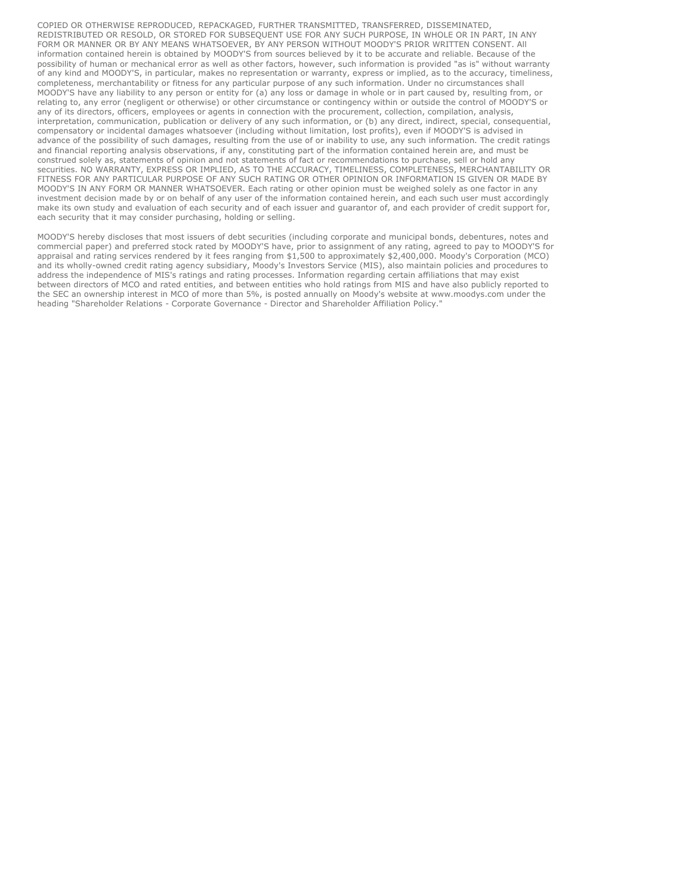COPIED OR OTHERWISE REPRODUCED, REPACKAGED, FURTHER TRANSMITTED, TRANSFERRED, DISSEMINATED, REDISTRIBUTED OR RESOLD, OR STORED FOR SUBSEQUENT USE FOR ANY SUCH PURPOSE, IN WHOLE OR IN PART, IN ANY FORM OR MANNER OR BY ANY MEANS WHATSOEVER, BY ANY PERSON WITHOUT MOODY'S PRIOR WRITTEN CONSENT. All information contained herein is obtained by MOODY'S from sources believed by it to be accurate and reliable. Because of the possibility of human or mechanical error as well as other factors, however, such information is provided "as is" without warranty of any kind and MOODY'S, in particular, makes no representation or warranty, express or implied, as to the accuracy, timeliness, completeness, merchantability or fitness for any particular purpose of any such information. Under no circumstances shall MOODY'S have any liability to any person or entity for (a) any loss or damage in whole or in part caused by, resulting from, or relating to, any error (negligent or otherwise) or other circumstance or contingency within or outside the control of MOODY'S or any of its directors, officers, employees or agents in connection with the procurement, collection, compilation, analysis, interpretation, communication, publication or delivery of any such information, or (b) any direct, indirect, special, consequential, compensatory or incidental damages whatsoever (including without limitation, lost profits), even if MOODY'S is advised in advance of the possibility of such damages, resulting from the use of or inability to use, any such information. The credit ratings and financial reporting analysis observations, if any, constituting part of the information contained herein are, and must be construed solely as, statements of opinion and not statements of fact or recommendations to purchase, sell or hold any securities. NO WARRANTY, EXPRESS OR IMPLIED, AS TO THE ACCURACY, TIMELINESS, COMPLETENESS, MERCHANTABILITY OR FITNESS FOR ANY PARTICULAR PURPOSE OF ANY SUCH RATING OR OTHER OPINION OR INFORMATION IS GIVEN OR MADE BY MOODY'S IN ANY FORM OR MANNER WHATSOEVER. Each rating or other opinion must be weighed solely as one factor in any investment decision made by or on behalf of any user of the information contained herein, and each such user must accordingly make its own study and evaluation of each security and of each issuer and guarantor of, and each provider of credit support for, each security that it may consider purchasing, holding or selling.

MOODY'S hereby discloses that most issuers of debt securities (including corporate and municipal bonds, debentures, notes and commercial paper) and preferred stock rated by MOODY'S have, prior to assignment of any rating, agreed to pay to MOODY'S for appraisal and rating services rendered by it fees ranging from $1,500 to approximately $2,400,000. Moody's Corporation (MCO) and its wholly-owned credit rating agency subsidiary, Moody's Investors Service (MIS), also maintain policies and procedures to address the independence of MIS's ratings and rating processes. Information regarding certain affiliations that may exist between directors of MCO and rated entities, and between entities who hold ratings from MIS and have also publicly reported to the SEC an ownership interest in MCO of more than 5%, is posted annually on Moody's website at www.moodys.com under the heading "Shareholder Relations - Corporate Governance - Director and Shareholder Affiliation Policy."